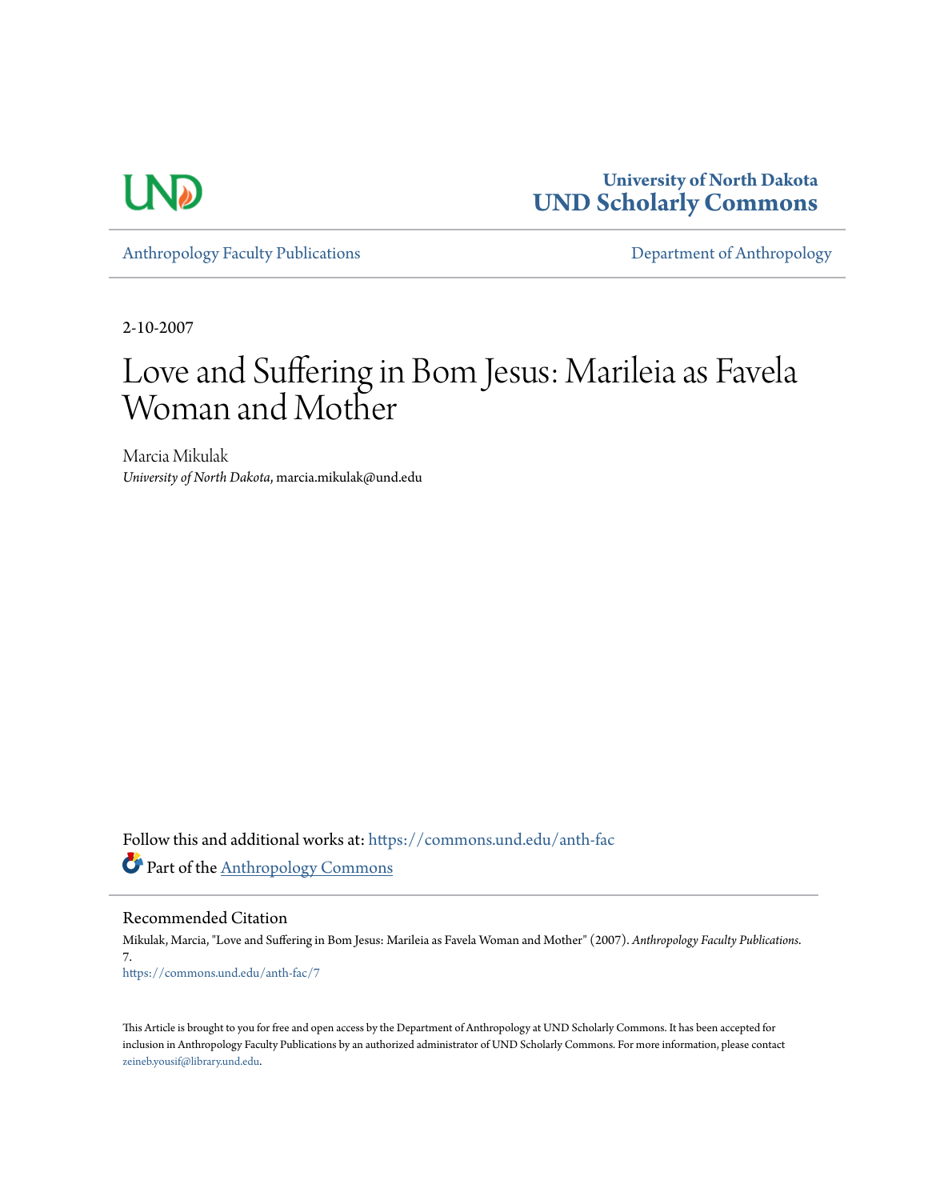University of North Dakota
**UND Scholarly Commons**

Anthropology Faculty Publications | Department of Anthropology

2-10-2007

# Love and Suffering in Bom Jesus: Marileia as Favela Woman and Mother

Marcia Mikulak
*University of North Dakota*, marcia.mikulak@und.edu

Follow this and additional works at: https://commons.und.edu/anth-fac

Part of the Anthropology Commons

## Recommended Citation

Mikulak, Marcia, "Love and Suffering in Bom Jesus: Marileia as Favela Woman and Mother" (2007). *Anthropology Faculty Publications*. 7.
https://commons.und.edu/anth-fac/7

This Article is brought to you for free and open access by the Department of Anthropology at UND Scholarly Commons. It has been accepted for inclusion in Anthropology Faculty Publications by an authorized administrator of UND Scholarly Commons. For more information, please contact zeineb.yousif@library.und.edu.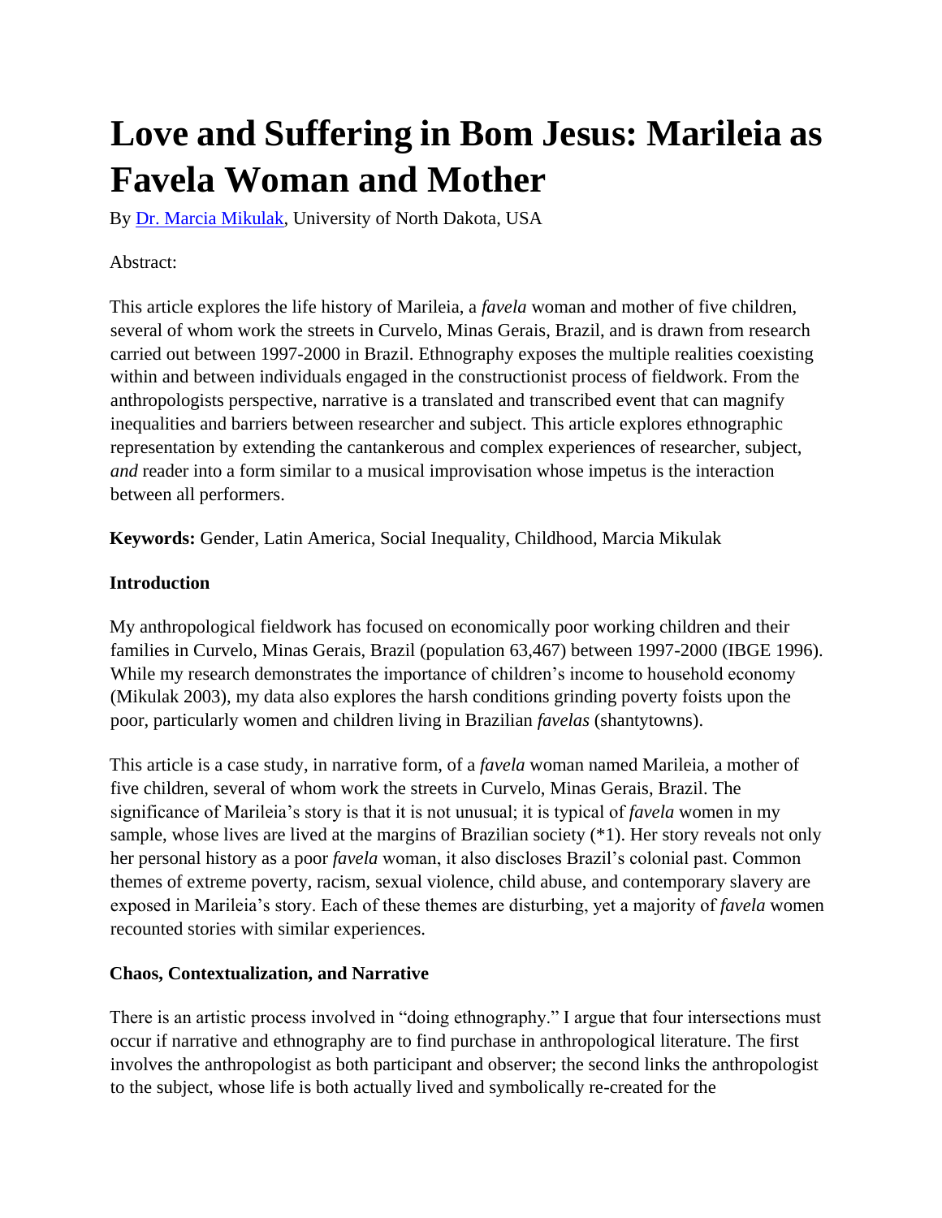# Love and Suffering in Bom Jesus: Marileia as Favela Woman and Mother

By [Dr. Marcia Mikulak](), University of North Dakota, USA

Abstract:

This article explores the life history of Marileia, a *favela* woman and mother of five children, several of whom work the streets in Curvelo, Minas Gerais, Brazil, and is drawn from research carried out between 1997-2000 in Brazil. Ethnography exposes the multiple realities coexisting within and between individuals engaged in the constructionist process of fieldwork. From the anthropologists perspective, narrative is a translated and transcribed event that can magnify inequalities and barriers between researcher and subject. This article explores ethnographic representation by extending the cantankerous and complex experiences of researcher, subject, *and* reader into a form similar to a musical improvisation whose impetus is the interaction between all performers.

**Keywords:** Gender, Latin America, Social Inequality, Childhood, Marcia Mikulak

**Introduction**

My anthropological fieldwork has focused on economically poor working children and their families in Curvelo, Minas Gerais, Brazil (population 63,467) between 1997-2000 (IBGE 1996). While my research demonstrates the importance of children's income to household economy (Mikulak 2003), my data also explores the harsh conditions grinding poverty foists upon the poor, particularly women and children living in Brazilian *favelas* (shantytowns).

This article is a case study, in narrative form, of a *favela* woman named Marileia, a mother of five children, several of whom work the streets in Curvelo, Minas Gerais, Brazil. The significance of Marileia's story is that it is not unusual; it is typical of *favela* women in my sample, whose lives are lived at the margins of Brazilian society (*1). Her story reveals not only her personal history as a poor *favela* woman, it also discloses Brazil's colonial past. Common themes of extreme poverty, racism, sexual violence, child abuse, and contemporary slavery are exposed in Marileia's story. Each of these themes are disturbing, yet a majority of *favela* women recounted stories with similar experiences.

**Chaos, Contextualization, and Narrative**

There is an artistic process involved in "doing ethnography." I argue that four intersections must occur if narrative and ethnography are to find purchase in anthropological literature. The first involves the anthropologist as both participant and observer; the second links the anthropologist to the subject, whose life is both actually lived and symbolically re-created for the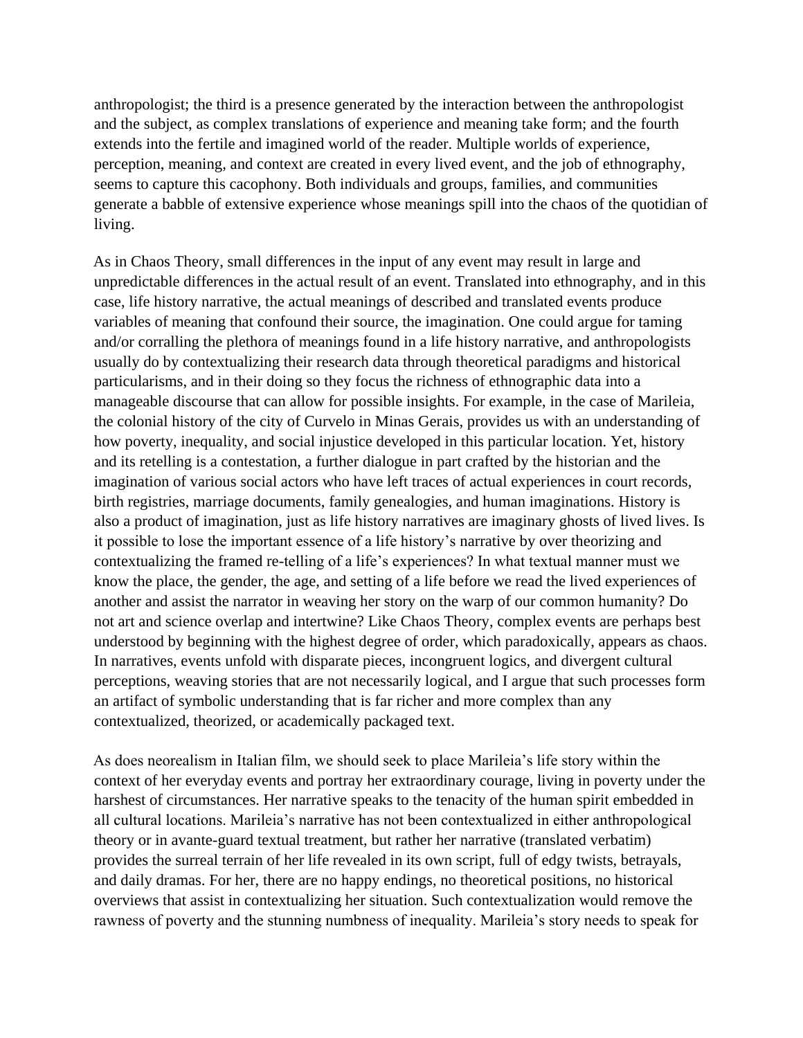anthropologist; the third is a presence generated by the interaction between the anthropologist and the subject, as complex translations of experience and meaning take form; and the fourth extends into the fertile and imagined world of the reader. Multiple worlds of experience, perception, meaning, and context are created in every lived event, and the job of ethnography, seems to capture this cacophony. Both individuals and groups, families, and communities generate a babble of extensive experience whose meanings spill into the chaos of the quotidian of living.

As in Chaos Theory, small differences in the input of any event may result in large and unpredictable differences in the actual result of an event. Translated into ethnography, and in this case, life history narrative, the actual meanings of described and translated events produce variables of meaning that confound their source, the imagination. One could argue for taming and/or corralling the plethora of meanings found in a life history narrative, and anthropologists usually do by contextualizing their research data through theoretical paradigms and historical particularisms, and in their doing so they focus the richness of ethnographic data into a manageable discourse that can allow for possible insights. For example, in the case of Marileia, the colonial history of the city of Curvelo in Minas Gerais, provides us with an understanding of how poverty, inequality, and social injustice developed in this particular location. Yet, history and its retelling is a contestation, a further dialogue in part crafted by the historian and the imagination of various social actors who have left traces of actual experiences in court records, birth registries, marriage documents, family genealogies, and human imaginations. History is also a product of imagination, just as life history narratives are imaginary ghosts of lived lives. Is it possible to lose the important essence of a life history's narrative by over theorizing and contextualizing the framed re-telling of a life's experiences? In what textual manner must we know the place, the gender, the age, and setting of a life before we read the lived experiences of another and assist the narrator in weaving her story on the warp of our common humanity? Do not art and science overlap and intertwine? Like Chaos Theory, complex events are perhaps best understood by beginning with the highest degree of order, which paradoxically, appears as chaos. In narratives, events unfold with disparate pieces, incongruent logics, and divergent cultural perceptions, weaving stories that are not necessarily logical, and I argue that such processes form an artifact of symbolic understanding that is far richer and more complex than any contextualized, theorized, or academically packaged text.

As does neorealism in Italian film, we should seek to place Marileia's life story within the context of her everyday events and portray her extraordinary courage, living in poverty under the harshest of circumstances. Her narrative speaks to the tenacity of the human spirit embedded in all cultural locations. Marileia's narrative has not been contextualized in either anthropological theory or in avante-guard textual treatment, but rather her narrative (translated verbatim) provides the surreal terrain of her life revealed in its own script, full of edgy twists, betrayals, and daily dramas. For her, there are no happy endings, no theoretical positions, no historical overviews that assist in contextualizing her situation. Such contextualization would remove the rawness of poverty and the stunning numbness of inequality. Marileia's story needs to speak for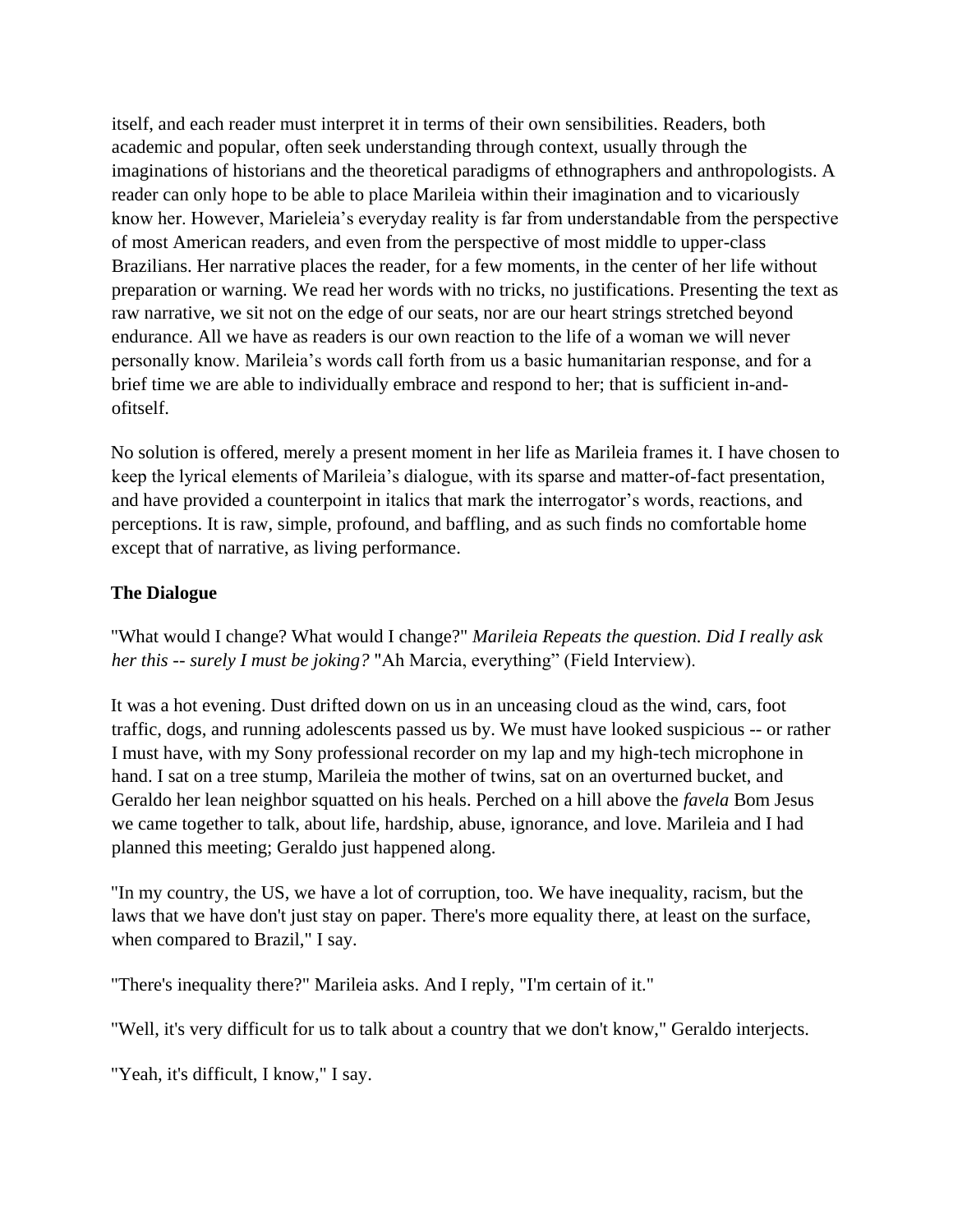itself, and each reader must interpret it in terms of their own sensibilities. Readers, both academic and popular, often seek understanding through context, usually through the imaginations of historians and the theoretical paradigms of ethnographers and anthropologists. A reader can only hope to be able to place Marileia within their imagination and to vicariously know her. However, Marieleia's everyday reality is far from understandable from the perspective of most American readers, and even from the perspective of most middle to upper-class Brazilians. Her narrative places the reader, for a few moments, in the center of her life without preparation or warning. We read her words with no tricks, no justifications. Presenting the text as raw narrative, we sit not on the edge of our seats, nor are our heart strings stretched beyond endurance. All we have as readers is our own reaction to the life of a woman we will never personally know. Marileia's words call forth from us a basic humanitarian response, and for a brief time we are able to individually embrace and respond to her; that is sufficient in-and-ofitself.

No solution is offered, merely a present moment in her life as Marileia frames it. I have chosen to keep the lyrical elements of Marileia's dialogue, with its sparse and matter-of-fact presentation, and have provided a counterpoint in italics that mark the interrogator's words, reactions, and perceptions. It is raw, simple, profound, and baffling, and as such finds no comfortable home except that of narrative, as living performance.

**The Dialogue**

"What would I change? What would I change?" *Marileia Repeats the question. Did I really ask her this -- surely I must be joking?* "Ah Marcia, everything" (Field Interview).

It was a hot evening. Dust drifted down on us in an unceasing cloud as the wind, cars, foot traffic, dogs, and running adolescents passed us by. We must have looked suspicious -- or rather I must have, with my Sony professional recorder on my lap and my high-tech microphone in hand. I sat on a tree stump, Marileia the mother of twins, sat on an overturned bucket, and Geraldo her lean neighbor squatted on his heals. Perched on a hill above the *favela* Bom Jesus we came together to talk, about life, hardship, abuse, ignorance, and love. Marileia and I had planned this meeting; Geraldo just happened along.

"In my country, the US, we have a lot of corruption, too. We have inequality, racism, but the laws that we have don't just stay on paper. There's more equality there, at least on the surface, when compared to Brazil," I say.

"There's inequality there?" Marileia asks. And I reply, "I'm certain of it."

"Well, it's very difficult for us to talk about a country that we don't know," Geraldo interjects.

"Yeah, it's difficult, I know," I say.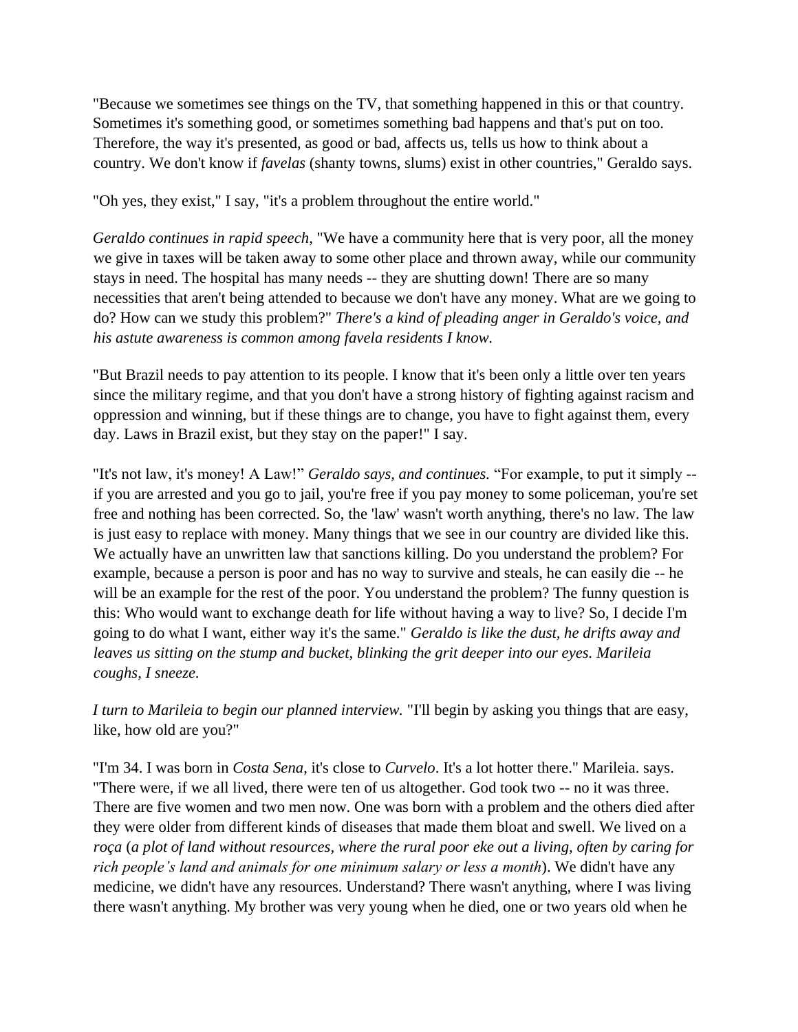"Because we sometimes see things on the TV, that something happened in this or that country. Sometimes it's something good, or sometimes something bad happens and that's put on too. Therefore, the way it's presented, as good or bad, affects us, tells us how to think about a country. We don't know if *favelas* (shanty towns, slums) exist in other countries," Geraldo says.

"Oh yes, they exist," I say, "it's a problem throughout the entire world."

*Geraldo continues in rapid speech,* "We have a community here that is very poor, all the money we give in taxes will be taken away to some other place and thrown away, while our community stays in need. The hospital has many needs -- they are shutting down! There are so many necessities that aren't being attended to because we don't have any money. What are we going to do? How can we study this problem?" *There's a kind of pleading anger in Geraldo's voice, and his astute awareness is common among favela residents I know.*

"But Brazil needs to pay attention to its people. I know that it's been only a little over ten years since the military regime, and that you don't have a strong history of fighting against racism and oppression and winning, but if these things are to change, you have to fight against them, every day. Laws in Brazil exist, but they stay on the paper!" I say.

"It's not law, it's money! A Law!" *Geraldo says, and continues.* "For example, to put it simply -- if you are arrested and you go to jail, you're free if you pay money to some policeman, you're set free and nothing has been corrected. So, the 'law' wasn't worth anything, there's no law. The law is just easy to replace with money. Many things that we see in our country are divided like this. We actually have an unwritten law that sanctions killing. Do you understand the problem? For example, because a person is poor and has no way to survive and steals, he can easily die -- he will be an example for the rest of the poor. You understand the problem? The funny question is this: Who would want to exchange death for life without having a way to live? So, I decide I'm going to do what I want, either way it's the same." *Geraldo is like the dust, he drifts away and leaves us sitting on the stump and bucket, blinking the grit deeper into our eyes. Marileia coughs, I sneeze.*

*I turn to Marileia to begin our planned interview.* "I'll begin by asking you things that are easy, like, how old are you?"

"I'm 34. I was born in *Costa Sena*, it's close to *Curvelo*. It's a lot hotter there." Marileia. says. "There were, if we all lived, there were ten of us altogether. God took two -- no it was three. There are five women and two men now. One was born with a problem and the others died after they were older from different kinds of diseases that made them bloat and swell. We lived on a *roça* (*a plot of land without resources, where the rural poor eke out a living, often by caring for rich people's land and animals for one minimum salary or less a month*). We didn't have any medicine, we didn't have any resources. Understand? There wasn't anything, where I was living there wasn't anything. My brother was very young when he died, one or two years old when he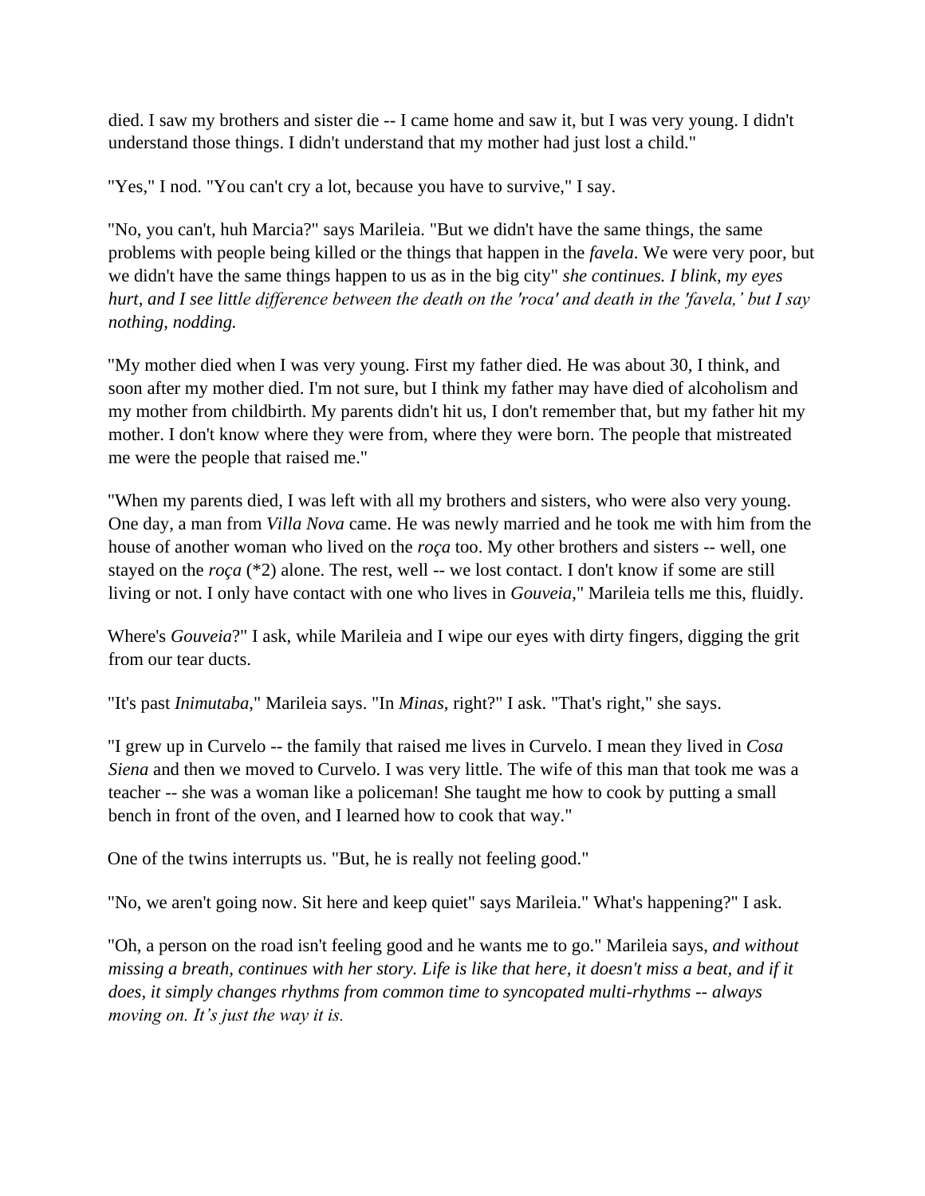died. I saw my brothers and sister die -- I came home and saw it, but I was very young. I didn't understand those things. I didn't understand that my mother had just lost a child."

"Yes," I nod. "You can't cry a lot, because you have to survive," I say.

"No, you can't, huh Marcia?" says Marileia. "But we didn't have the same things, the same problems with people being killed or the things that happen in the *favela*. We were very poor, but we didn't have the same things happen to us as in the big city" *she continues. I blink, my eyes hurt, and I see little difference between the death on the 'roca' and death in the 'favela,' but I say nothing, nodding.*

"My mother died when I was very young. First my father died. He was about 30, I think, and soon after my mother died. I'm not sure, but I think my father may have died of alcoholism and my mother from childbirth. My parents didn't hit us, I don't remember that, but my father hit my mother. I don't know where they were from, where they were born. The people that mistreated me were the people that raised me."

"When my parents died, I was left with all my brothers and sisters, who were also very young. One day, a man from *Villa Nova* came. He was newly married and he took me with him from the house of another woman who lived on the *roça* too. My other brothers and sisters -- well, one stayed on the *roça* (*2) alone. The rest, well -- we lost contact. I don't know if some are still living or not. I only have contact with one who lives in *Gouveia*," Marileia tells me this, fluidly.

Where's *Gouveia*?" I ask, while Marileia and I wipe our eyes with dirty fingers, digging the grit from our tear ducts.

"It's past *Inimutaba*," Marileia says. "In *Minas*, right?" I ask. "That's right," she says.

"I grew up in Curvelo -- the family that raised me lives in Curvelo. I mean they lived in *Cosa Siena* and then we moved to Curvelo. I was very little. The wife of this man that took me was a teacher -- she was a woman like a policeman! She taught me how to cook by putting a small bench in front of the oven, and I learned how to cook that way."

One of the twins interrupts us. "But, he is really not feeling good."

"No, we aren't going now. Sit here and keep quiet" says Marileia." What's happening?" I ask.

"Oh, a person on the road isn't feeling good and he wants me to go." Marileia says, *and without missing a breath, continues with her story. Life is like that here, it doesn't miss a beat, and if it does, it simply changes rhythms from common time to syncopated multi-rhythms -- always moving on. It's just the way it is.*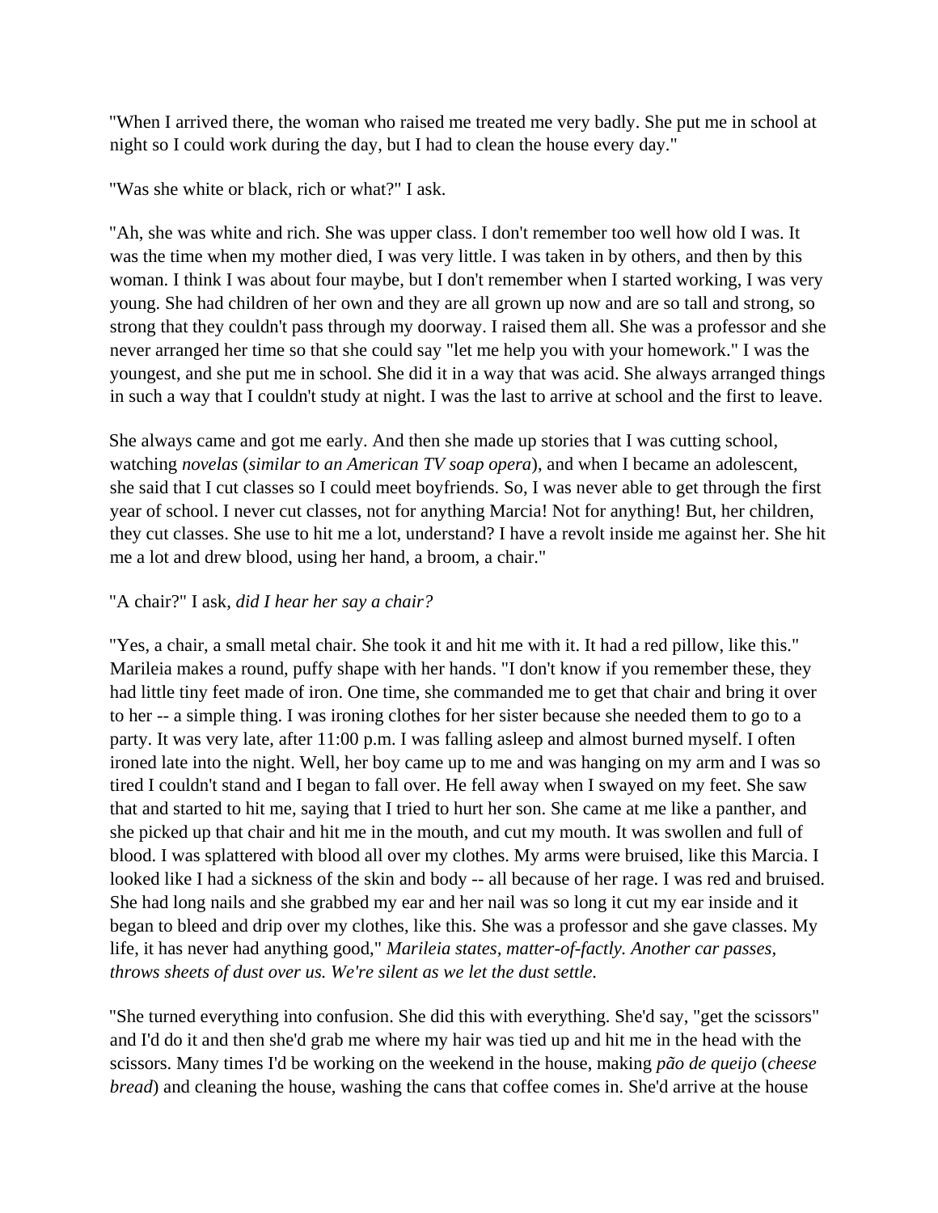"When I arrived there, the woman who raised me treated me very badly. She put me in school at night so I could work during the day, but I had to clean the house every day."

"Was she white or black, rich or what?" I ask.

"Ah, she was white and rich. She was upper class. I don't remember too well how old I was. It was the time when my mother died, I was very little. I was taken in by others, and then by this woman. I think I was about four maybe, but I don't remember when I started working, I was very young. She had children of her own and they are all grown up now and are so tall and strong, so strong that they couldn't pass through my doorway. I raised them all. She was a professor and she never arranged her time so that she could say "let me help you with your homework." I was the youngest, and she put me in school. She did it in a way that was acid. She always arranged things in such a way that I couldn't study at night. I was the last to arrive at school and the first to leave.

She always came and got me early. And then she made up stories that I was cutting school, watching *novelas* (*similar to an American TV soap opera*), and when I became an adolescent, she said that I cut classes so I could meet boyfriends. So, I was never able to get through the first year of school. I never cut classes, not for anything Marcia! Not for anything! But, her children, they cut classes. She use to hit me a lot, understand? I have a revolt inside me against her. She hit me a lot and drew blood, using her hand, a broom, a chair."

"A chair?" I ask, *did I hear her say a chair?*

"Yes, a chair, a small metal chair. She took it and hit me with it. It had a red pillow, like this." Marileia makes a round, puffy shape with her hands. "I don't know if you remember these, they had little tiny feet made of iron. One time, she commanded me to get that chair and bring it over to her -- a simple thing. I was ironing clothes for her sister because she needed them to go to a party. It was very late, after 11:00 p.m. I was falling asleep and almost burned myself. I often ironed late into the night. Well, her boy came up to me and was hanging on my arm and I was so tired I couldn't stand and I began to fall over. He fell away when I swayed on my feet. She saw that and started to hit me, saying that I tried to hurt her son. She came at me like a panther, and she picked up that chair and hit me in the mouth, and cut my mouth. It was swollen and full of blood. I was splattered with blood all over my clothes. My arms were bruised, like this Marcia. I looked like I had a sickness of the skin and body -- all because of her rage. I was red and bruised. She had long nails and she grabbed my ear and her nail was so long it cut my ear inside and it began to bleed and drip over my clothes, like this. She was a professor and she gave classes. My life, it has never had anything good," *Marileia states, matter-of-factly. Another car passes, throws sheets of dust over us. We're silent as we let the dust settle.*

"She turned everything into confusion. She did this with everything. She'd say, "get the scissors" and I'd do it and then she'd grab me where my hair was tied up and hit me in the head with the scissors. Many times I'd be working on the weekend in the house, making *pão de queijo* (*cheese bread*) and cleaning the house, washing the cans that coffee comes in. She'd arrive at the house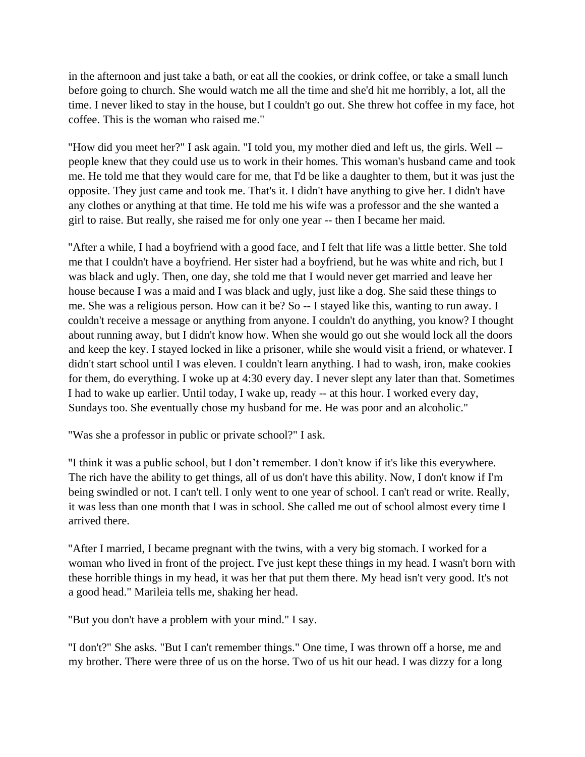in the afternoon and just take a bath, or eat all the cookies, or drink coffee, or take a small lunch before going to church. She would watch me all the time and she'd hit me horribly, a lot, all the time. I never liked to stay in the house, but I couldn't go out. She threw hot coffee in my face, hot coffee. This is the woman who raised me."

"How did you meet her?" I ask again. "I told you, my mother died and left us, the girls. Well -- people knew that they could use us to work in their homes. This woman's husband came and took me. He told me that they would care for me, that I'd be like a daughter to them, but it was just the opposite. They just came and took me. That's it. I didn't have anything to give her. I didn't have any clothes or anything at that time. He told me his wife was a professor and the she wanted a girl to raise. But really, she raised me for only one year -- then I became her maid.

"After a while, I had a boyfriend with a good face, and I felt that life was a little better. She told me that I couldn't have a boyfriend. Her sister had a boyfriend, but he was white and rich, but I was black and ugly. Then, one day, she told me that I would never get married and leave her house because I was a maid and I was black and ugly, just like a dog. She said these things to me. She was a religious person. How can it be? So -- I stayed like this, wanting to run away. I couldn't receive a message or anything from anyone. I couldn't do anything, you know? I thought about running away, but I didn't know how. When she would go out she would lock all the doors and keep the key. I stayed locked in like a prisoner, while she would visit a friend, or whatever. I didn't start school until I was eleven. I couldn't learn anything. I had to wash, iron, make cookies for them, do everything. I woke up at 4:30 every day. I never slept any later than that. Sometimes I had to wake up earlier. Until today, I wake up, ready -- at this hour. I worked every day, Sundays too. She eventually chose my husband for me. He was poor and an alcoholic."

"Was she a professor in public or private school?" I ask.

"I think it was a public school, but I don't remember. I don't know if it's like this everywhere. The rich have the ability to get things, all of us don't have this ability. Now, I don't know if I'm being swindled or not. I can't tell. I only went to one year of school. I can't read or write. Really, it was less than one month that I was in school. She called me out of school almost every time I arrived there.

"After I married, I became pregnant with the twins, with a very big stomach. I worked for a woman who lived in front of the project. I've just kept these things in my head. I wasn't born with these horrible things in my head, it was her that put them there. My head isn't very good. It's not a good head." Marileia tells me, shaking her head.

"But you don't have a problem with your mind." I say.

"I don't?" She asks. "But I can't remember things." One time, I was thrown off a horse, me and my brother. There were three of us on the horse. Two of us hit our head. I was dizzy for a long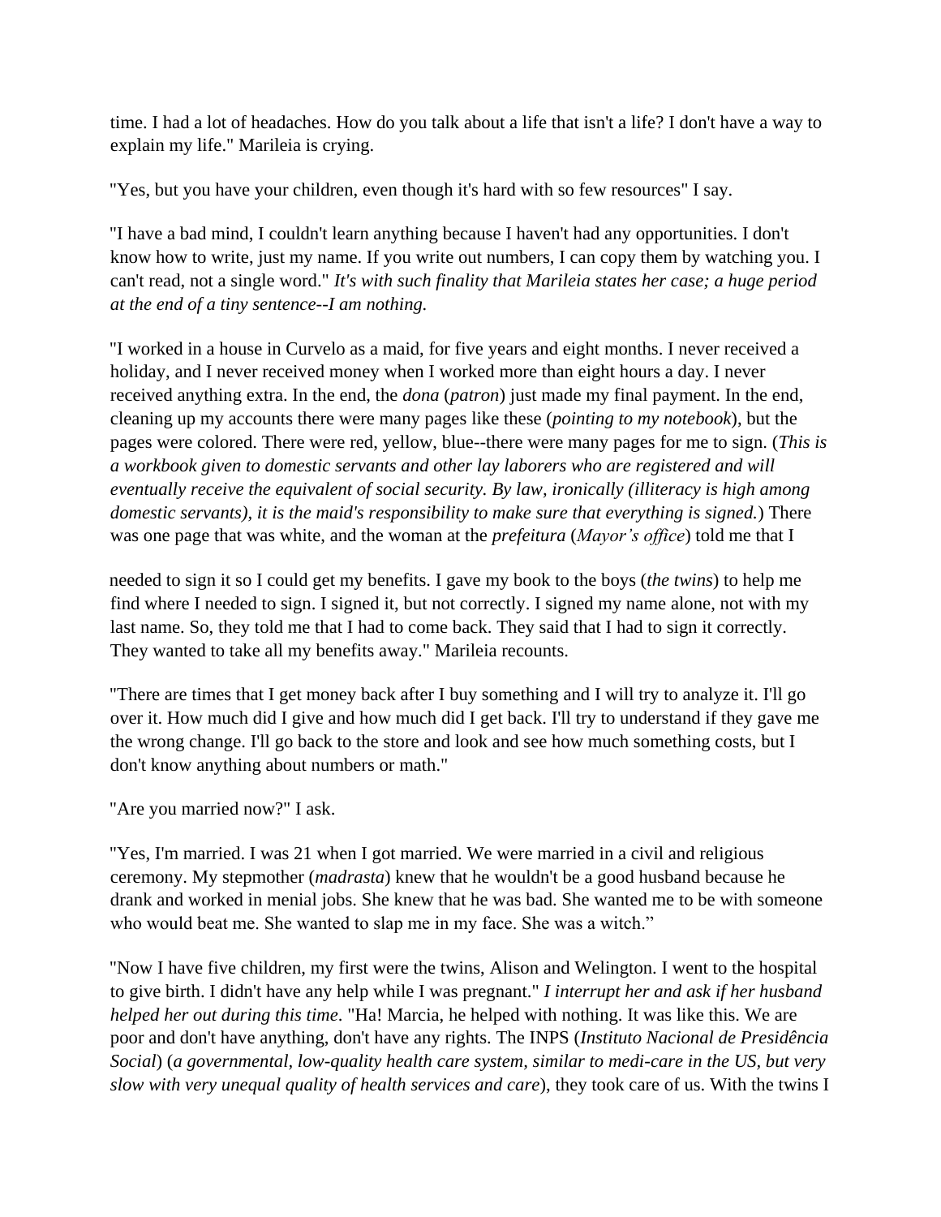time. I had a lot of headaches. How do you talk about a life that isn't a life? I don't have a way to explain my life." Marileia is crying.

"Yes, but you have your children, even though it's hard with so few resources" I say.

"I have a bad mind, I couldn't learn anything because I haven't had any opportunities. I don't know how to write, just my name. If you write out numbers, I can copy them by watching you. I can't read, not a single word." *It's with such finality that Marileia states her case; a huge period at the end of a tiny sentence--I am nothing.*

"I worked in a house in Curvelo as a maid, for five years and eight months. I never received a holiday, and I never received money when I worked more than eight hours a day. I never received anything extra. In the end, the *dona* (*patron*) just made my final payment. In the end, cleaning up my accounts there were many pages like these (*pointing to my notebook*), but the pages were colored. There were red, yellow, blue--there were many pages for me to sign. (*This is a workbook given to domestic servants and other lay laborers who are registered and will eventually receive the equivalent of social security. By law, ironically (illiteracy is high among domestic servants), it is the maid's responsibility to make sure that everything is signed.*) There was one page that was white, and the woman at the *prefeitura* (*Mayor's office*) told me that I needed to sign it so I could get my benefits. I gave my book to the boys (*the twins*) to help me find where I needed to sign. I signed it, but not correctly. I signed my name alone, not with my last name. So, they told me that I had to come back. They said that I had to sign it correctly. They wanted to take all my benefits away." Marileia recounts.

"There are times that I get money back after I buy something and I will try to analyze it. I'll go over it. How much did I give and how much did I get back. I'll try to understand if they gave me the wrong change. I'll go back to the store and look and see how much something costs, but I don't know anything about numbers or math."

"Are you married now?" I ask.

"Yes, I'm married. I was 21 when I got married. We were married in a civil and religious ceremony. My stepmother (*madrasta*) knew that he wouldn't be a good husband because he drank and worked in menial jobs. She knew that he was bad. She wanted me to be with someone who would beat me. She wanted to slap me in my face. She was a witch."

"Now I have five children, my first were the twins, Alison and Welington. I went to the hospital to give birth. I didn't have any help while I was pregnant." *I interrupt her and ask if her husband helped her out during this time*. "Ha! Marcia, he helped with nothing. It was like this. We are poor and don't have anything, don't have any rights. The INPS (*Instituto Nacional de Presidência Social*) (*a governmental, low-quality health care system, similar to medi-care in the US, but very slow with very unequal quality of health services and care*), they took care of us. With the twins I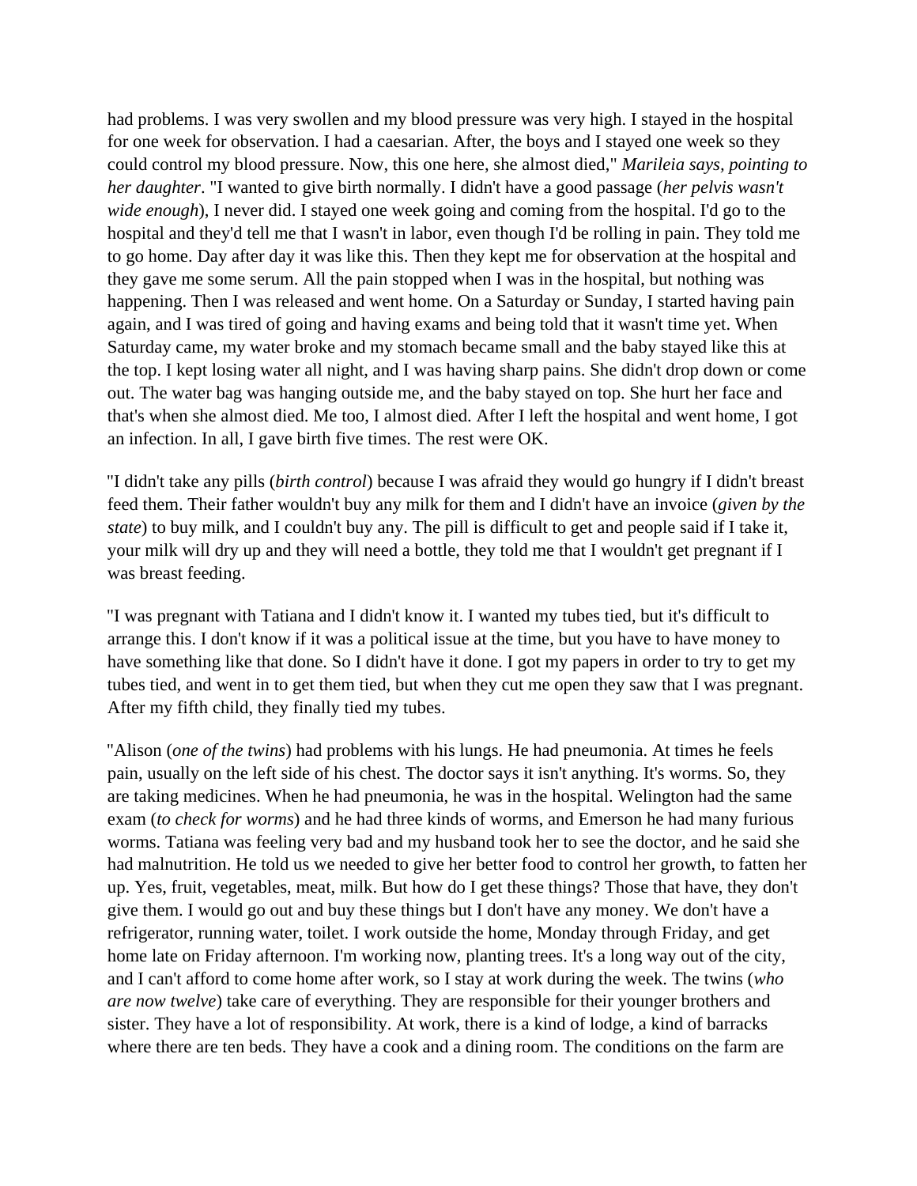had problems. I was very swollen and my blood pressure was very high. I stayed in the hospital for one week for observation. I had a caesarian. After, the boys and I stayed one week so they could control my blood pressure. Now, this one here, she almost died," *Marileia says, pointing to her daughter*. "I wanted to give birth normally. I didn't have a good passage (*her pelvis wasn't wide enough*), I never did. I stayed one week going and coming from the hospital. I'd go to the hospital and they'd tell me that I wasn't in labor, even though I'd be rolling in pain. They told me to go home. Day after day it was like this. Then they kept me for observation at the hospital and they gave me some serum. All the pain stopped when I was in the hospital, but nothing was happening. Then I was released and went home. On a Saturday or Sunday, I started having pain again, and I was tired of going and having exams and being told that it wasn't time yet. When Saturday came, my water broke and my stomach became small and the baby stayed like this at the top. I kept losing water all night, and I was having sharp pains. She didn't drop down or come out. The water bag was hanging outside me, and the baby stayed on top. She hurt her face and that's when she almost died. Me too, I almost died. After I left the hospital and went home, I got an infection. In all, I gave birth five times. The rest were OK.

"I didn't take any pills (*birth control*) because I was afraid they would go hungry if I didn't breast feed them. Their father wouldn't buy any milk for them and I didn't have an invoice (*given by the state*) to buy milk, and I couldn't buy any. The pill is difficult to get and people said if I take it, your milk will dry up and they will need a bottle, they told me that I wouldn't get pregnant if I was breast feeding.

"I was pregnant with Tatiana and I didn't know it. I wanted my tubes tied, but it's difficult to arrange this. I don't know if it was a political issue at the time, but you have to have money to have something like that done. So I didn't have it done. I got my papers in order to try to get my tubes tied, and went in to get them tied, but when they cut me open they saw that I was pregnant. After my fifth child, they finally tied my tubes.

"Alison (*one of the twins*) had problems with his lungs. He had pneumonia. At times he feels pain, usually on the left side of his chest. The doctor says it isn't anything. It's worms. So, they are taking medicines. When he had pneumonia, he was in the hospital. Welington had the same exam (*to check for worms*) and he had three kinds of worms, and Emerson he had many furious worms. Tatiana was feeling very bad and my husband took her to see the doctor, and he said she had malnutrition. He told us we needed to give her better food to control her growth, to fatten her up. Yes, fruit, vegetables, meat, milk. But how do I get these things? Those that have, they don't give them. I would go out and buy these things but I don't have any money. We don't have a refrigerator, running water, toilet. I work outside the home, Monday through Friday, and get home late on Friday afternoon. I'm working now, planting trees. It's a long way out of the city, and I can't afford to come home after work, so I stay at work during the week. The twins (*who are now twelve*) take care of everything. They are responsible for their younger brothers and sister. They have a lot of responsibility. At work, there is a kind of lodge, a kind of barracks where there are ten beds. They have a cook and a dining room. The conditions on the farm are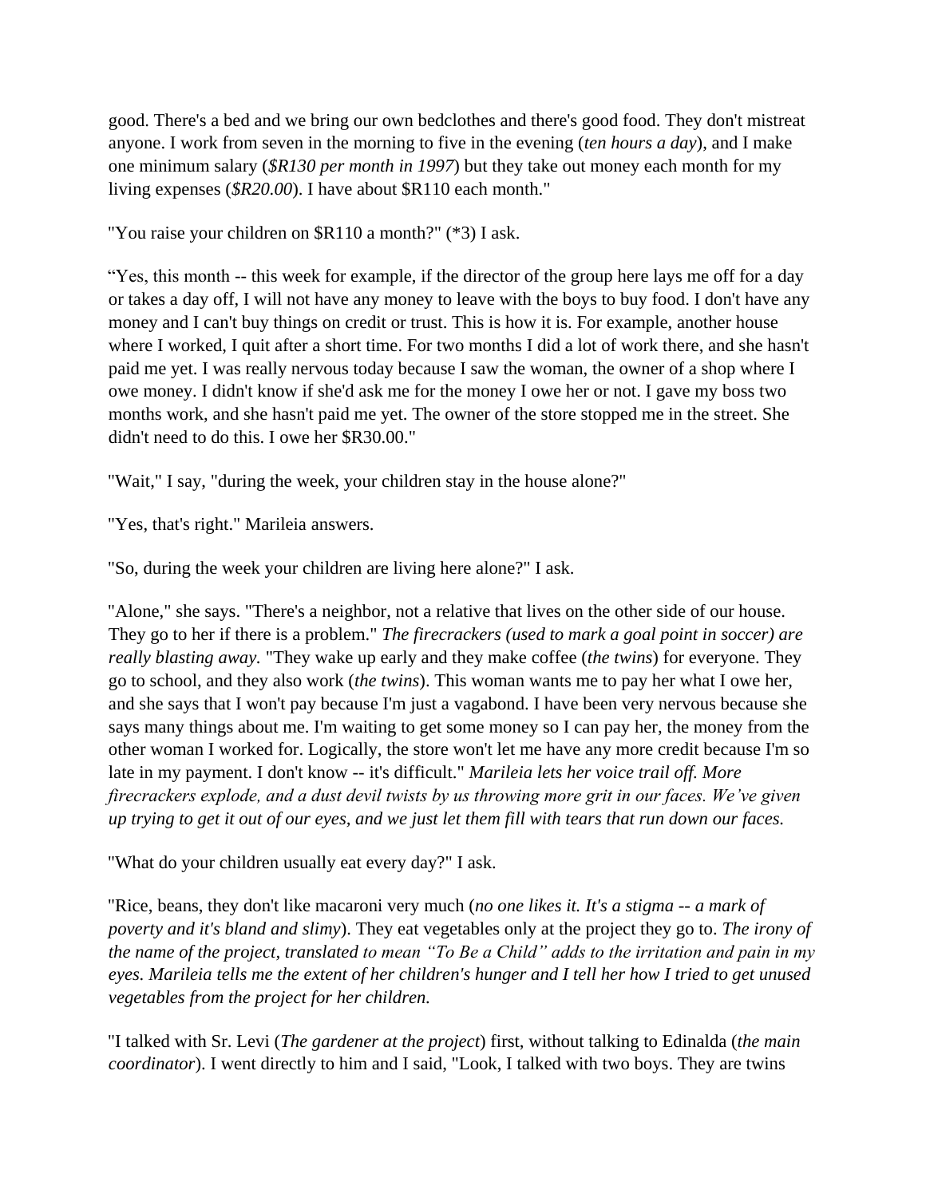good. There's a bed and we bring our own bedclothes and there's good food. They don't mistreat anyone. I work from seven in the morning to five in the evening (*ten hours a day*), and I make one minimum salary (*$R130 per month in 1997*) but they take out money each month for my living expenses (*$R20.00*). I have about $R110 each month."

"You raise your children on $R110 a month?" (*3) I ask.

"Yes, this month -- this week for example, if the director of the group here lays me off for a day or takes a day off, I will not have any money to leave with the boys to buy food. I don't have any money and I can't buy things on credit or trust. This is how it is. For example, another house where I worked, I quit after a short time. For two months I did a lot of work there, and she hasn't paid me yet. I was really nervous today because I saw the woman, the owner of a shop where I owe money. I didn't know if she'd ask me for the money I owe her or not. I gave my boss two months work, and she hasn't paid me yet. The owner of the store stopped me in the street. She didn't need to do this. I owe her $R30.00."

"Wait," I say, "during the week, your children stay in the house alone?"

"Yes, that's right." Marileia answers.

"So, during the week your children are living here alone?" I ask.

"Alone," she says. "There's a neighbor, not a relative that lives on the other side of our house. They go to her if there is a problem." *The firecrackers (used to mark a goal point in soccer) are really blasting away.* "They wake up early and they make coffee (*the twins*) for everyone. They go to school, and they also work (*the twins*). This woman wants me to pay her what I owe her, and she says that I won't pay because I'm just a vagabond. I have been very nervous because she says many things about me. I'm waiting to get some money so I can pay her, the money from the other woman I worked for. Logically, the store won't let me have any more credit because I'm so late in my payment. I don't know -- it's difficult." *Marileia lets her voice trail off. More firecrackers explode, and a dust devil twists by us throwing more grit in our faces. We've given up trying to get it out of our eyes, and we just let them fill with tears that run down our faces.*

"What do your children usually eat every day?" I ask.

"Rice, beans, they don't like macaroni very much (*no one likes it. It's a stigma -- a mark of poverty and it's bland and slimy*). They eat vegetables only at the project they go to. *The irony of the name of the project, translated to mean "To Be a Child" adds to the irritation and pain in my eyes. Marileia tells me the extent of her children's hunger and I tell her how I tried to get unused vegetables from the project for her children.*

"I talked with Sr. Levi (*The gardener at the project*) first, without talking to Edinalda (*the main coordinator*). I went directly to him and I said, "Look, I talked with two boys. They are twins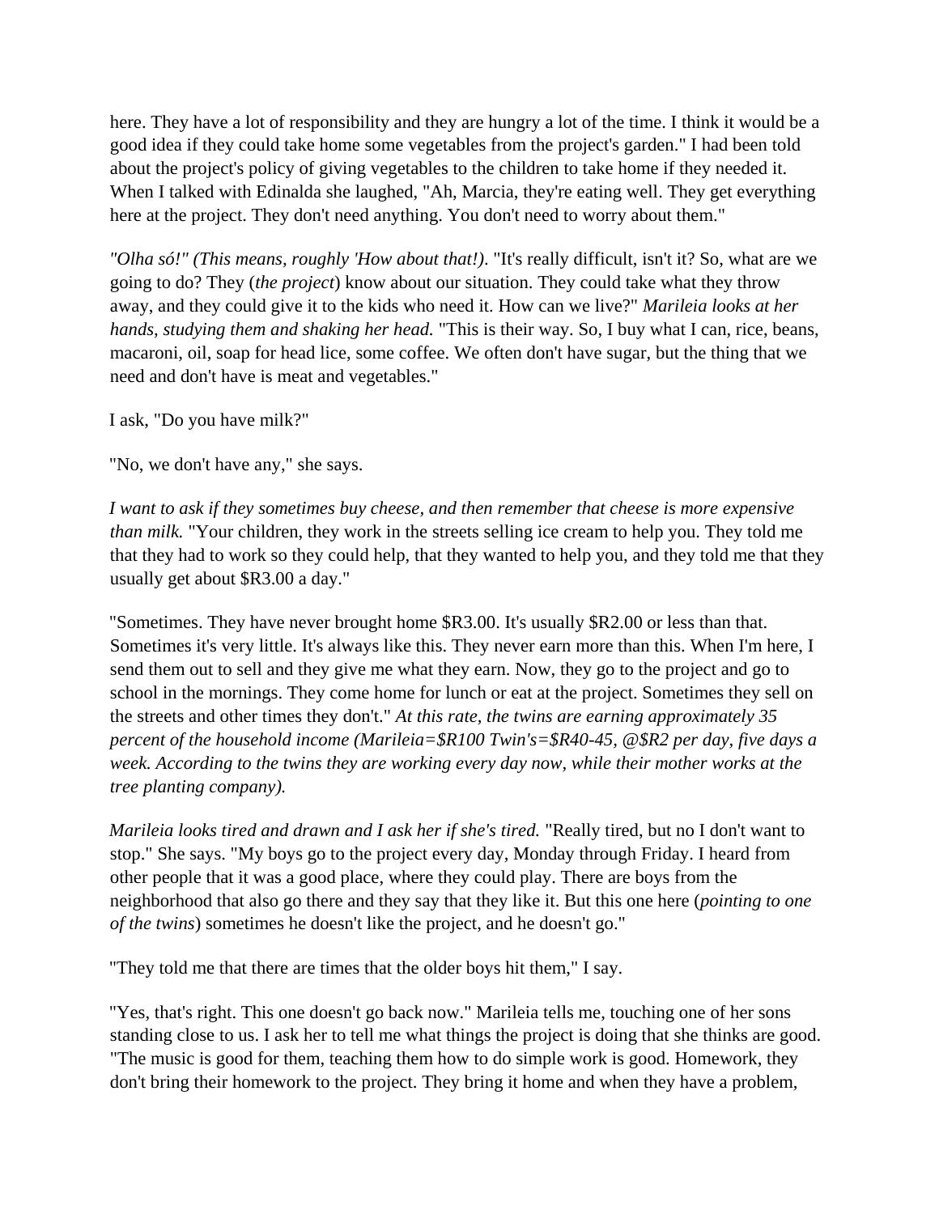here. They have a lot of responsibility and they are hungry a lot of the time. I think it would be a good idea if they could take home some vegetables from the project's garden." I had been told about the project's policy of giving vegetables to the children to take home if they needed it. When I talked with Edinalda she laughed, "Ah, Marcia, they're eating well. They get everything here at the project. They don't need anything. You don't need to worry about them."

*"Olha só!" (This means, roughly 'How about that!)*. "It's really difficult, isn't it? So, what are we going to do? They (*the project*) know about our situation. They could take what they throw away, and they could give it to the kids who need it. How can we live?" *Marileia looks at her hands, studying them and shaking her head.* "This is their way. So, I buy what I can, rice, beans, macaroni, oil, soap for head lice, some coffee. We often don't have sugar, but the thing that we need and don't have is meat and vegetables."

I ask, "Do you have milk?"

"No, we don't have any," she says.

*I want to ask if they sometimes buy cheese, and then remember that cheese is more expensive than milk.* "Your children, they work in the streets selling ice cream to help you. They told me that they had to work so they could help, that they wanted to help you, and they told me that they usually get about $R3.00 a day."

"Sometimes. They have never brought home $R3.00. It's usually $R2.00 or less than that. Sometimes it's very little. It's always like this. They never earn more than this. When I'm here, I send them out to sell and they give me what they earn. Now, they go to the project and go to school in the mornings. They come home for lunch or eat at the project. Sometimes they sell on the streets and other times they don't." *At this rate, the twins are earning approximately 35 percent of the household income (Marileia=$R100 Twin's=$R40-45, @$R2 per day, five days a week. According to the twins they are working every day now, while their mother works at the tree planting company).*

*Marileia looks tired and drawn and I ask her if she's tired.* "Really tired, but no I don't want to stop." She says. "My boys go to the project every day, Monday through Friday. I heard from other people that it was a good place, where they could play. There are boys from the neighborhood that also go there and they say that they like it. But this one here (*pointing to one of the twins*) sometimes he doesn't like the project, and he doesn't go."

"They told me that there are times that the older boys hit them," I say.

"Yes, that's right. This one doesn't go back now." Marileia tells me, touching one of her sons standing close to us. I ask her to tell me what things the project is doing that she thinks are good. "The music is good for them, teaching them how to do simple work is good. Homework, they don't bring their homework to the project. They bring it home and when they have a problem,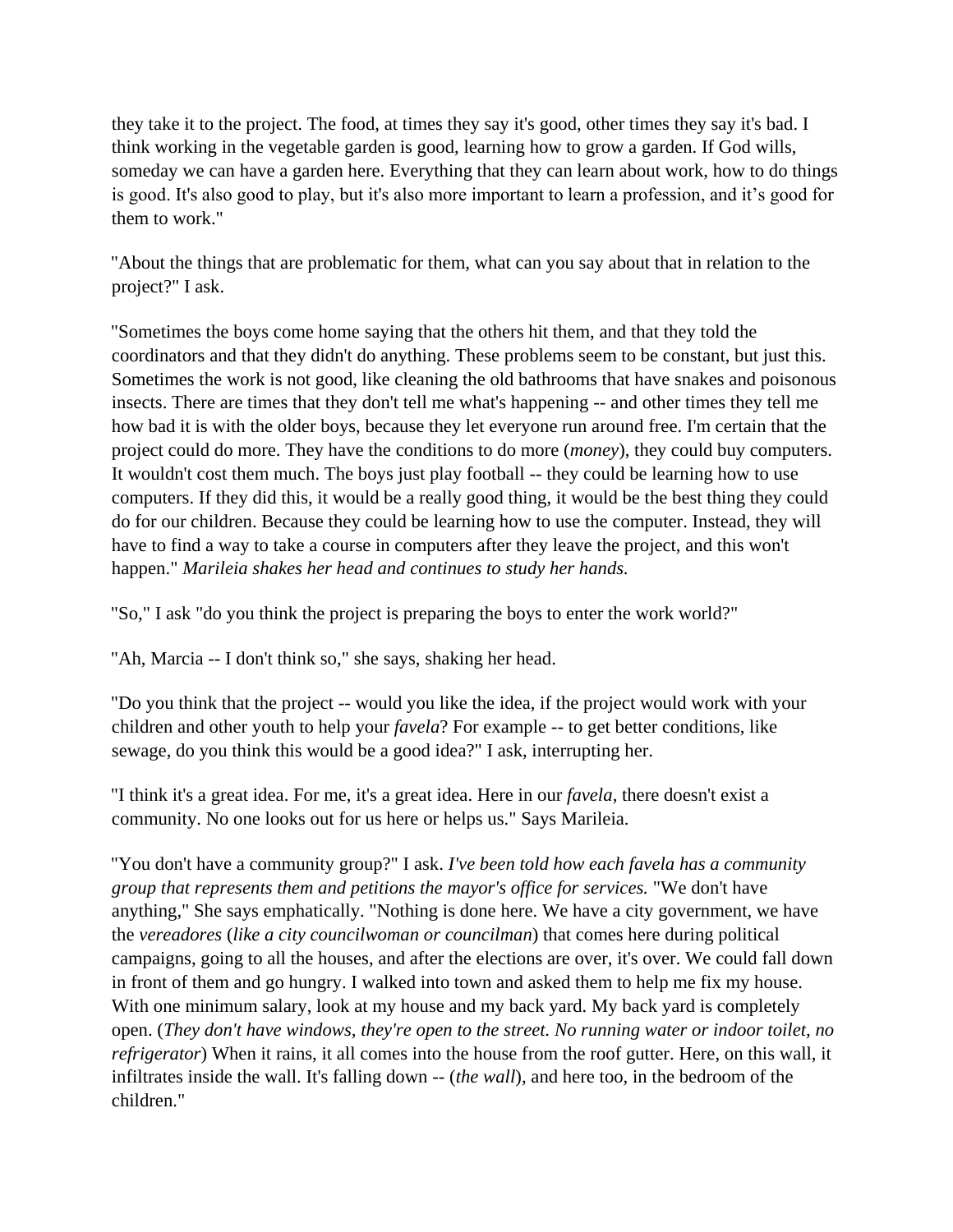they take it to the project. The food, at times they say it's good, other times they say it's bad. I think working in the vegetable garden is good, learning how to grow a garden. If God wills, someday we can have a garden here. Everything that they can learn about work, how to do things is good. It's also good to play, but it's also more important to learn a profession, and it's good for them to work."

"About the things that are problematic for them, what can you say about that in relation to the project?" I ask.

"Sometimes the boys come home saying that the others hit them, and that they told the coordinators and that they didn't do anything. These problems seem to be constant, but just this. Sometimes the work is not good, like cleaning the old bathrooms that have snakes and poisonous insects. There are times that they don't tell me what's happening -- and other times they tell me how bad it is with the older boys, because they let everyone run around free. I'm certain that the project could do more. They have the conditions to do more (*money*), they could buy computers. It wouldn't cost them much. The boys just play football -- they could be learning how to use computers. If they did this, it would be a really good thing, it would be the best thing they could do for our children. Because they could be learning how to use the computer. Instead, they will have to find a way to take a course in computers after they leave the project, and this won't happen." *Marileia shakes her head and continues to study her hands.*

"So," I ask "do you think the project is preparing the boys to enter the work world?"

"Ah, Marcia -- I don't think so," she says, shaking her head.

"Do you think that the project -- would you like the idea, if the project would work with your children and other youth to help your *favela*? For example -- to get better conditions, like sewage, do you think this would be a good idea?" I ask, interrupting her.

"I think it's a great idea. For me, it's a great idea. Here in our *favela*, there doesn't exist a community. No one looks out for us here or helps us." Says Marileia.

"You don't have a community group?" I ask. *I've been told how each favela has a community group that represents them and petitions the mayor's office for services.* "We don't have anything," She says emphatically. "Nothing is done here. We have a city government, we have the *vereadores* (*like a city councilwoman or councilman*) that comes here during political campaigns, going to all the houses, and after the elections are over, it's over. We could fall down in front of them and go hungry. I walked into town and asked them to help me fix my house. With one minimum salary, look at my house and my back yard. My back yard is completely open. (*They don't have windows, they're open to the street. No running water or indoor toilet, no refrigerator*) When it rains, it all comes into the house from the roof gutter. Here, on this wall, it infiltrates inside the wall. It's falling down -- (*the wall*), and here too, in the bedroom of the children."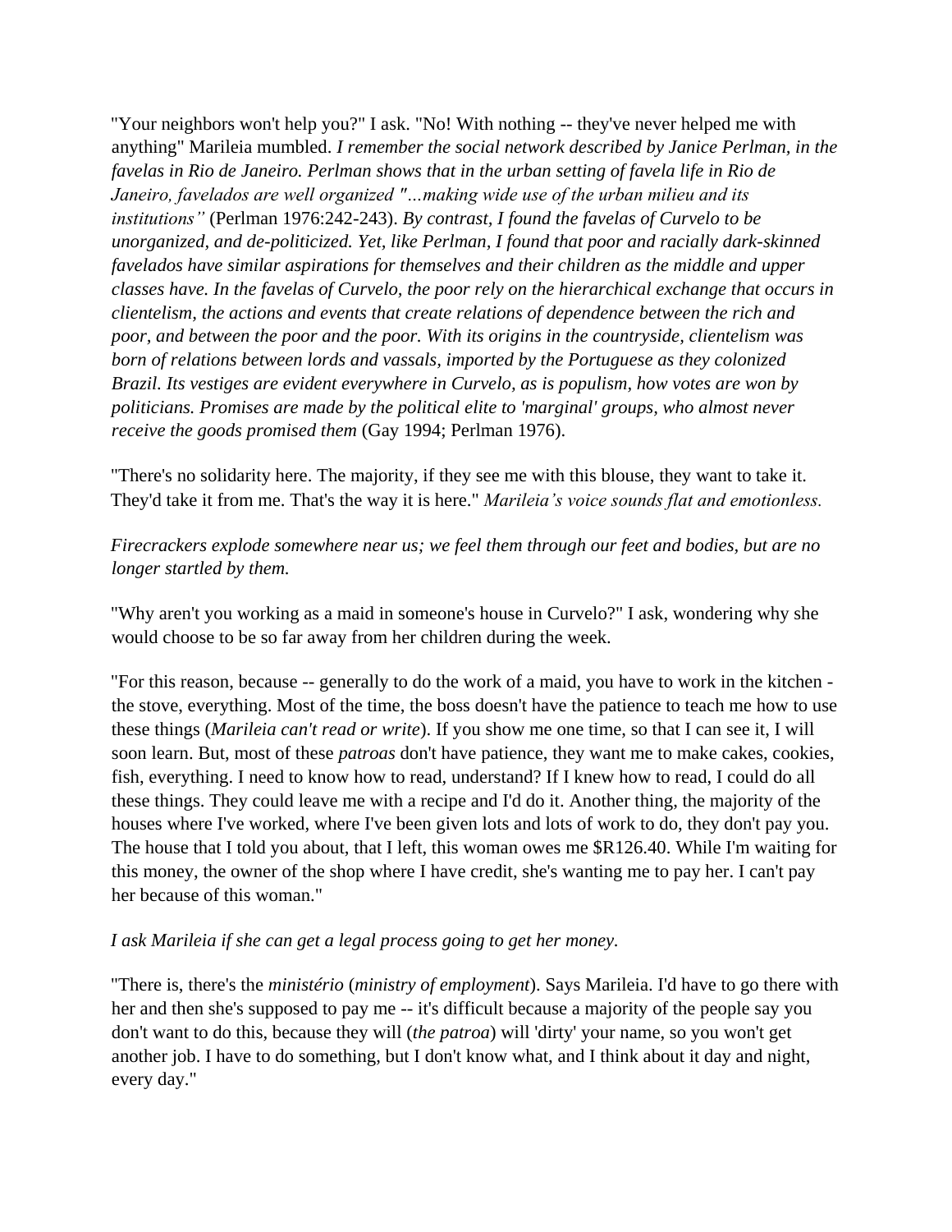"Your neighbors won't help you?" I ask. "No! With nothing -- they've never helped me with anything" Marileia mumbled. *I remember the social network described by Janice Perlman, in the favelas in Rio de Janeiro. Perlman shows that in the urban setting of favela life in Rio de Janeiro, favelados are well organized "…making wide use of the urban milieu and its institutions"* (Perlman 1976:242-243). *By contrast, I found the favelas of Curvelo to be unorganized, and de-politicized. Yet, like Perlman, I found that poor and racially dark-skinned favelados have similar aspirations for themselves and their children as the middle and upper classes have. In the favelas of Curvelo, the poor rely on the hierarchical exchange that occurs in clientelism, the actions and events that create relations of dependence between the rich and poor, and between the poor and the poor. With its origins in the countryside, clientelism was born of relations between lords and vassals, imported by the Portuguese as they colonized Brazil. Its vestiges are evident everywhere in Curvelo, as is populism, how votes are won by politicians. Promises are made by the political elite to 'marginal' groups, who almost never receive the goods promised them* (Gay 1994; Perlman 1976).

"There's no solidarity here. The majority, if they see me with this blouse, they want to take it. They'd take it from me. That's the way it is here." *Marileia's voice sounds flat and emotionless.*

*Firecrackers explode somewhere near us; we feel them through our feet and bodies, but are no longer startled by them.*

"Why aren't you working as a maid in someone's house in Curvelo?" I ask, wondering why she would choose to be so far away from her children during the week.

"For this reason, because -- generally to do the work of a maid, you have to work in the kitchen - the stove, everything. Most of the time, the boss doesn't have the patience to teach me how to use these things (*Marileia can't read or write*). If you show me one time, so that I can see it, I will soon learn. But, most of these *patroas* don't have patience, they want me to make cakes, cookies, fish, everything. I need to know how to read, understand? If I knew how to read, I could do all these things. They could leave me with a recipe and I'd do it. Another thing, the majority of the houses where I've worked, where I've been given lots and lots of work to do, they don't pay you. The house that I told you about, that I left, this woman owes me $R126.40. While I'm waiting for this money, the owner of the shop where I have credit, she's wanting me to pay her. I can't pay her because of this woman."

*I ask Marileia if she can get a legal process going to get her money.*

"There is, there's the *ministério* (*ministry of employment*). Says Marileia. I'd have to go there with her and then she's supposed to pay me -- it's difficult because a majority of the people say you don't want to do this, because they will (*the patroa*) will 'dirty' your name, so you won't get another job. I have to do something, but I don't know what, and I think about it day and night, every day."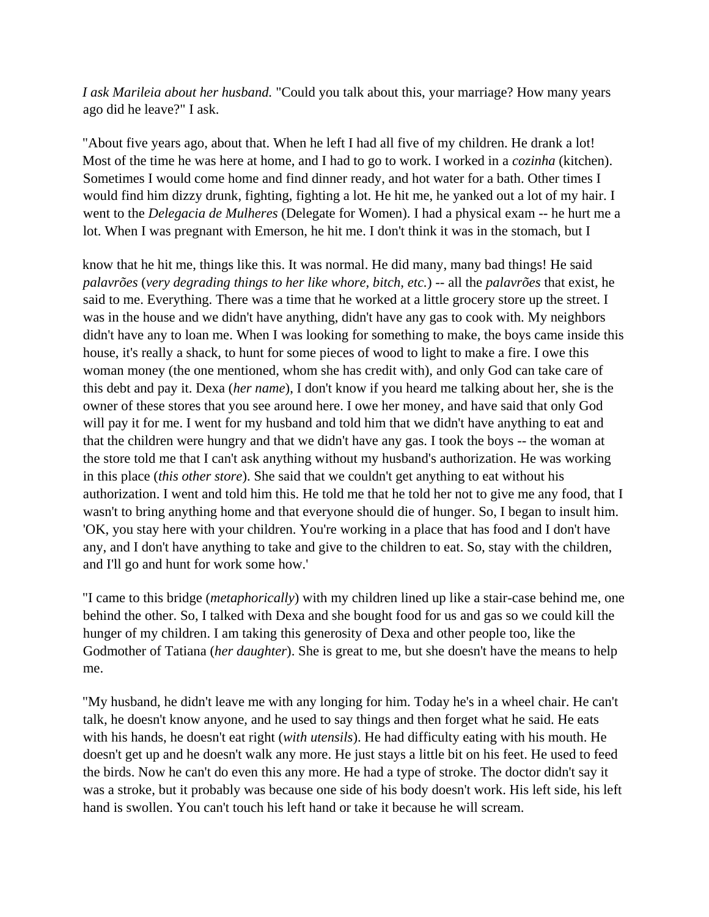*I ask Marileia about her husband.* "Could you talk about this, your marriage? How many years ago did he leave?" I ask.

"About five years ago, about that. When he left I had all five of my children. He drank a lot! Most of the time he was here at home, and I had to go to work. I worked in a *cozinha* (kitchen). Sometimes I would come home and find dinner ready, and hot water for a bath. Other times I would find him dizzy drunk, fighting, fighting a lot. He hit me, he yanked out a lot of my hair. I went to the *Delegacia de Mulheres* (Delegate for Women). I had a physical exam -- he hurt me a lot. When I was pregnant with Emerson, he hit me. I don't think it was in the stomach, but I know that he hit me, things like this. It was normal. He did many, many bad things! He said *palavrões* (*very degrading things to her like whore, bitch, etc.*) -- all the *palavrões* that exist, he said to me. Everything. There was a time that he worked at a little grocery store up the street. I was in the house and we didn't have anything, didn't have any gas to cook with. My neighbors didn't have any to loan me. When I was looking for something to make, the boys came inside this house, it's really a shack, to hunt for some pieces of wood to light to make a fire. I owe this woman money (the one mentioned, whom she has credit with), and only God can take care of this debt and pay it. Dexa (*her name*), I don't know if you heard me talking about her, she is the owner of these stores that you see around here. I owe her money, and have said that only God will pay it for me. I went for my husband and told him that we didn't have anything to eat and that the children were hungry and that we didn't have any gas. I took the boys -- the woman at the store told me that I can't ask anything without my husband's authorization. He was working in this place (*this other store*). She said that we couldn't get anything to eat without his authorization. I went and told him this. He told me that he told her not to give me any food, that I wasn't to bring anything home and that everyone should die of hunger. So, I began to insult him. 'OK, you stay here with your children. You're working in a place that has food and I don't have any, and I don't have anything to take and give to the children to eat. So, stay with the children, and I'll go and hunt for work some how.'

"I came to this bridge (*metaphorically*) with my children lined up like a stair-case behind me, one behind the other. So, I talked with Dexa and she bought food for us and gas so we could kill the hunger of my children. I am taking this generosity of Dexa and other people too, like the Godmother of Tatiana (*her daughter*). She is great to me, but she doesn't have the means to help me.

"My husband, he didn't leave me with any longing for him. Today he's in a wheel chair. He can't talk, he doesn't know anyone, and he used to say things and then forget what he said. He eats with his hands, he doesn't eat right (*with utensils*). He had difficulty eating with his mouth. He doesn't get up and he doesn't walk any more. He just stays a little bit on his feet. He used to feed the birds. Now he can't do even this any more. He had a type of stroke. The doctor didn't say it was a stroke, but it probably was because one side of his body doesn't work. His left side, his left hand is swollen. You can't touch his left hand or take it because he will scream.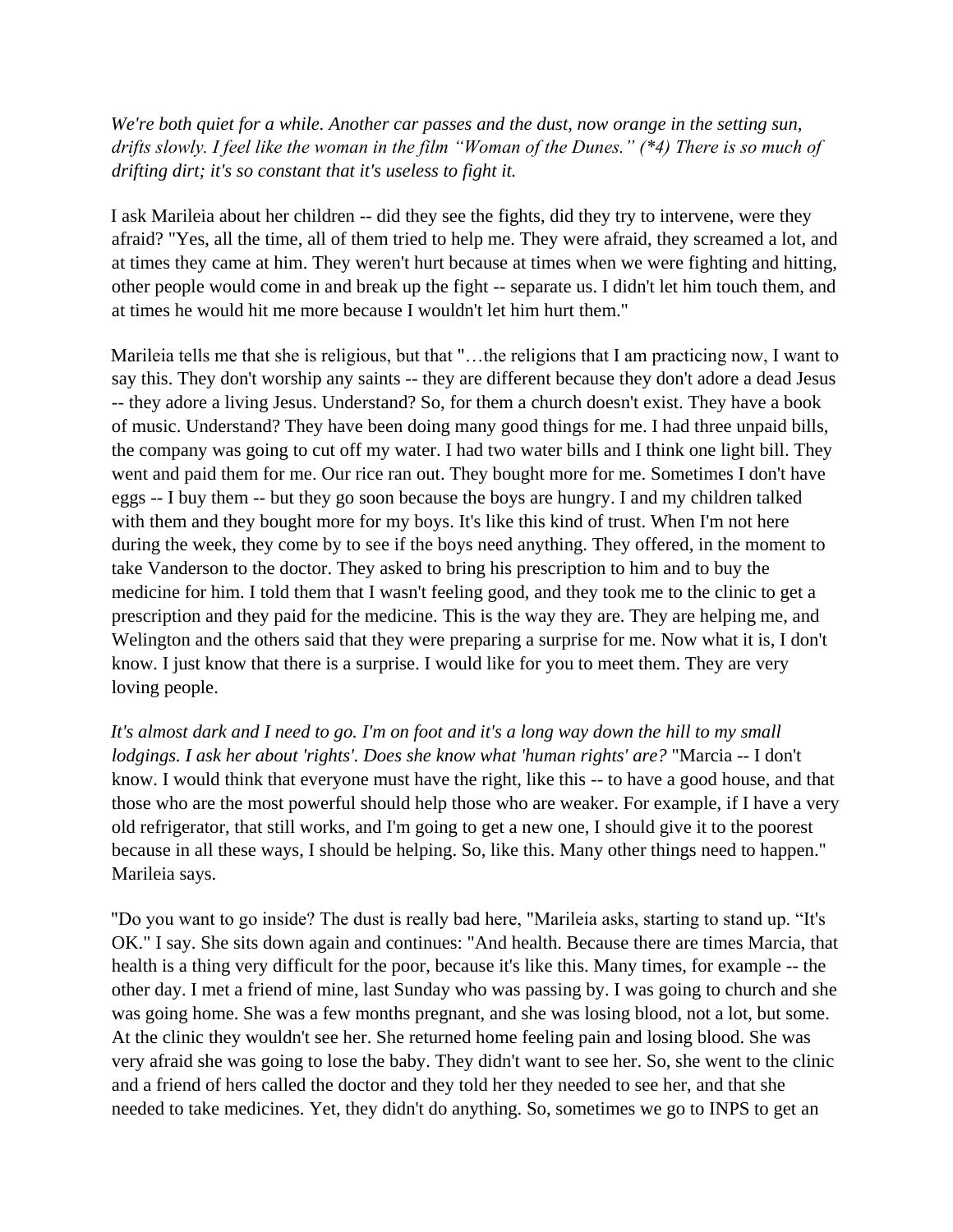*We're both quiet for a while. Another car passes and the dust, now orange in the setting sun, drifts slowly. I feel like the woman in the film "Woman of the Dunes." (*4) There is so much of drifting dirt; it's so constant that it's useless to fight it.*

I ask Marileia about her children -- did they see the fights, did they try to intervene, were they afraid? "Yes, all the time, all of them tried to help me. They were afraid, they screamed a lot, and at times they came at him. They weren't hurt because at times when we were fighting and hitting, other people would come in and break up the fight -- separate us. I didn't let him touch them, and at times he would hit me more because I wouldn't let him hurt them."

Marileia tells me that she is religious, but that "…the religions that I am practicing now, I want to say this. They don't worship any saints -- they are different because they don't adore a dead Jesus -- they adore a living Jesus. Understand? So, for them a church doesn't exist. They have a book of music. Understand? They have been doing many good things for me. I had three unpaid bills, the company was going to cut off my water. I had two water bills and I think one light bill. They went and paid them for me. Our rice ran out. They bought more for me. Sometimes I don't have eggs -- I buy them -- but they go soon because the boys are hungry. I and my children talked with them and they bought more for my boys. It's like this kind of trust. When I'm not here during the week, they come by to see if the boys need anything. They offered, in the moment to take Vanderson to the doctor. They asked to bring his prescription to him and to buy the medicine for him. I told them that I wasn't feeling good, and they took me to the clinic to get a prescription and they paid for the medicine. This is the way they are. They are helping me, and Welington and the others said that they were preparing a surprise for me. Now what it is, I don't know. I just know that there is a surprise. I would like for you to meet them. They are very loving people.

*It's almost dark and I need to go. I'm on foot and it's a long way down the hill to my small lodgings. I ask her about 'rights'. Does she know what 'human rights' are?* "Marcia -- I don't know. I would think that everyone must have the right, like this -- to have a good house, and that those who are the most powerful should help those who are weaker. For example, if I have a very old refrigerator, that still works, and I'm going to get a new one, I should give it to the poorest because in all these ways, I should be helping. So, like this. Many other things need to happen." Marileia says.

"Do you want to go inside? The dust is really bad here, "Marileia asks, starting to stand up. "It's OK." I say. She sits down again and continues: "And health. Because there are times Marcia, that health is a thing very difficult for the poor, because it's like this. Many times, for example -- the other day. I met a friend of mine, last Sunday who was passing by. I was going to church and she was going home. She was a few months pregnant, and she was losing blood, not a lot, but some. At the clinic they wouldn't see her. She returned home feeling pain and losing blood. She was very afraid she was going to lose the baby. They didn't want to see her. So, she went to the clinic and a friend of hers called the doctor and they told her they needed to see her, and that she needed to take medicines. Yet, they didn't do anything. So, sometimes we go to INPS to get an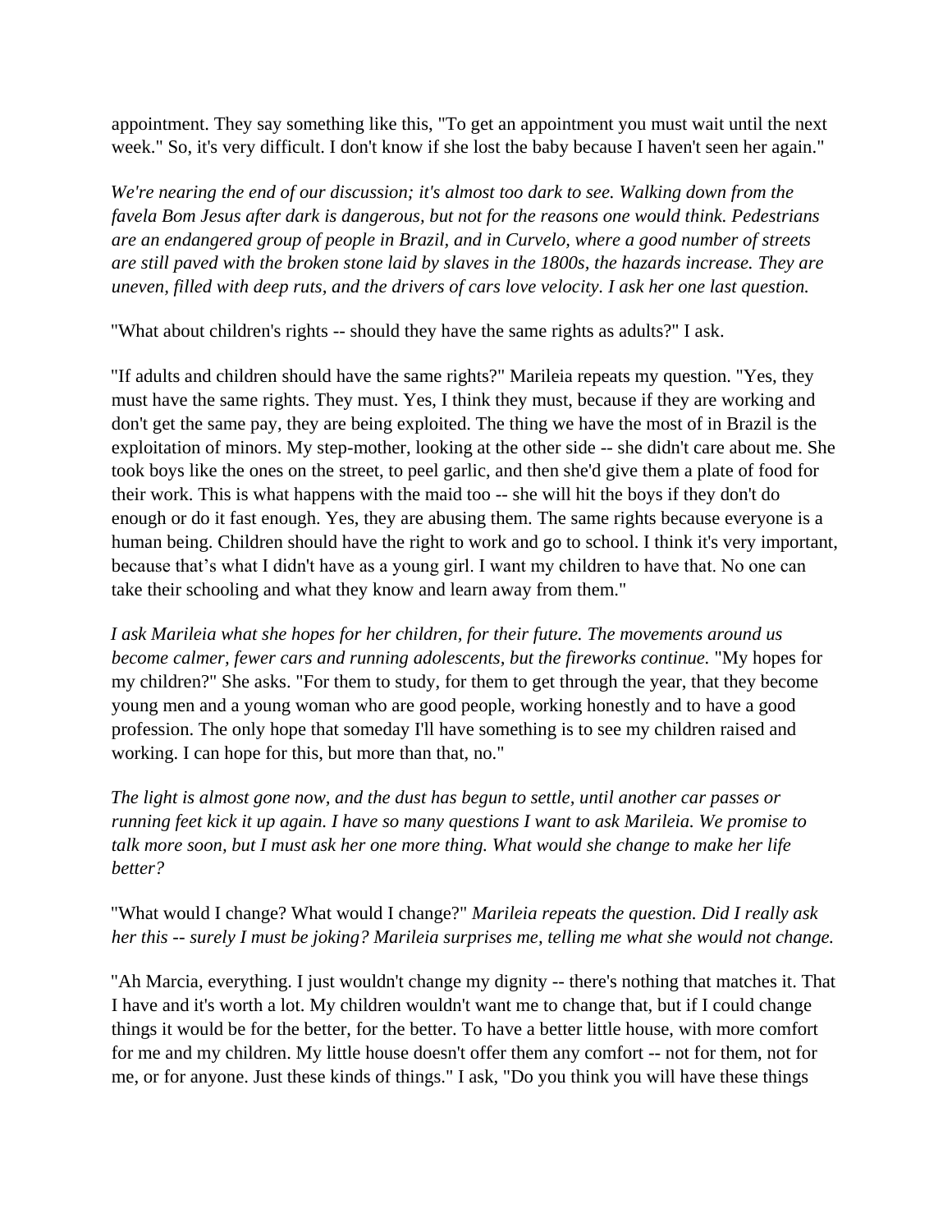appointment. They say something like this, "To get an appointment you must wait until the next week." So, it's very difficult. I don't know if she lost the baby because I haven't seen her again."

*We're nearing the end of our discussion; it's almost too dark to see. Walking down from the favela Bom Jesus after dark is dangerous, but not for the reasons one would think. Pedestrians are an endangered group of people in Brazil, and in Curvelo, where a good number of streets are still paved with the broken stone laid by slaves in the 1800s, the hazards increase. They are uneven, filled with deep ruts, and the drivers of cars love velocity. I ask her one last question.*

"What about children's rights -- should they have the same rights as adults?" I ask.

"If adults and children should have the same rights?" Marileia repeats my question. "Yes, they must have the same rights. They must. Yes, I think they must, because if they are working and don't get the same pay, they are being exploited. The thing we have the most of in Brazil is the exploitation of minors. My step-mother, looking at the other side -- she didn't care about me. She took boys like the ones on the street, to peel garlic, and then she'd give them a plate of food for their work. This is what happens with the maid too -- she will hit the boys if they don't do enough or do it fast enough. Yes, they are abusing them. The same rights because everyone is a human being. Children should have the right to work and go to school. I think it's very important, because that's what I didn't have as a young girl. I want my children to have that. No one can take their schooling and what they know and learn away from them."

*I ask Marileia what she hopes for her children, for their future. The movements around us become calmer, fewer cars and running adolescents, but the fireworks continue.* "My hopes for my children?" She asks. "For them to study, for them to get through the year, that they become young men and a young woman who are good people, working honestly and to have a good profession. The only hope that someday I'll have something is to see my children raised and working. I can hope for this, but more than that, no."

*The light is almost gone now, and the dust has begun to settle, until another car passes or running feet kick it up again. I have so many questions I want to ask Marileia. We promise to talk more soon, but I must ask her one more thing. What would she change to make her life better?*

"What would I change? What would I change?" *Marileia repeats the question. Did I really ask her this -- surely I must be joking? Marileia surprises me, telling me what she would not change.*

"Ah Marcia, everything. I just wouldn't change my dignity -- there's nothing that matches it. That I have and it's worth a lot. My children wouldn't want me to change that, but if I could change things it would be for the better, for the better. To have a better little house, with more comfort for me and my children. My little house doesn't offer them any comfort -- not for them, not for me, or for anyone. Just these kinds of things." I ask, "Do you think you will have these things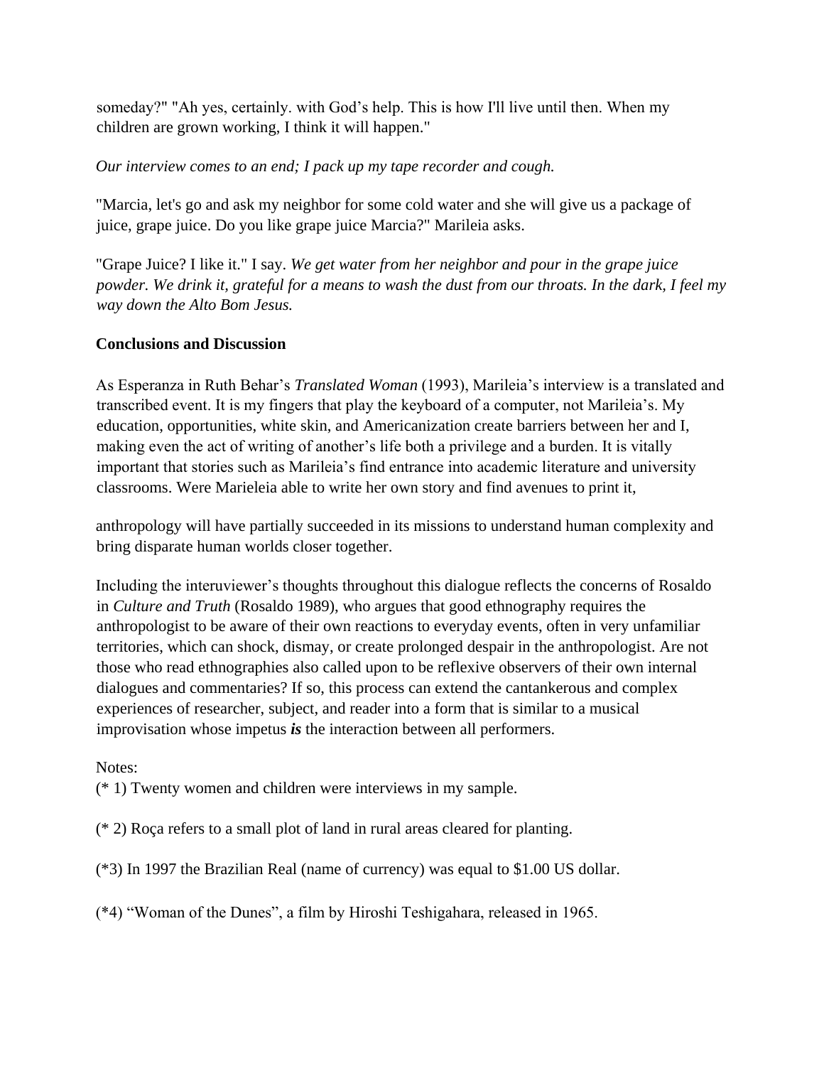someday?" "Ah yes, certainly. with God's help. This is how I'll live until then. When my children are grown working, I think it will happen."

*Our interview comes to an end; I pack up my tape recorder and cough.*

"Marcia, let's go and ask my neighbor for some cold water and she will give us a package of juice, grape juice. Do you like grape juice Marcia?" Marileia asks.

"Grape Juice? I like it." I say. *We get water from her neighbor and pour in the grape juice powder. We drink it, grateful for a means to wash the dust from our throats. In the dark, I feel my way down the Alto Bom Jesus.*

**Conclusions and Discussion**

As Esperanza in Ruth Behar's *Translated Woman* (1993), Marileia's interview is a translated and transcribed event. It is my fingers that play the keyboard of a computer, not Marileia's. My education, opportunities, white skin, and Americanization create barriers between her and I, making even the act of writing of another's life both a privilege and a burden. It is vitally important that stories such as Marileia's find entrance into academic literature and university classrooms. Were Marieleia able to write her own story and find avenues to print it,

anthropology will have partially succeeded in its missions to understand human complexity and bring disparate human worlds closer together.

Including the interuviewer's thoughts throughout this dialogue reflects the concerns of Rosaldo in *Culture and Truth* (Rosaldo 1989), who argues that good ethnography requires the anthropologist to be aware of their own reactions to everyday events, often in very unfamiliar territories, which can shock, dismay, or create prolonged despair in the anthropologist. Are not those who read ethnographies also called upon to be reflexive observers of their own internal dialogues and commentaries? If so, this process can extend the cantankerous and complex experiences of researcher, subject, and reader into a form that is similar to a musical improvisation whose impetus ***is*** the interaction between all performers.

Notes:
(* 1) Twenty women and children were interviews in my sample.

(* 2) Roça refers to a small plot of land in rural areas cleared for planting.

(*3) In 1997 the Brazilian Real (name of currency) was equal to $1.00 US dollar.

(*4) "Woman of the Dunes", a film by Hiroshi Teshigahara, released in 1965.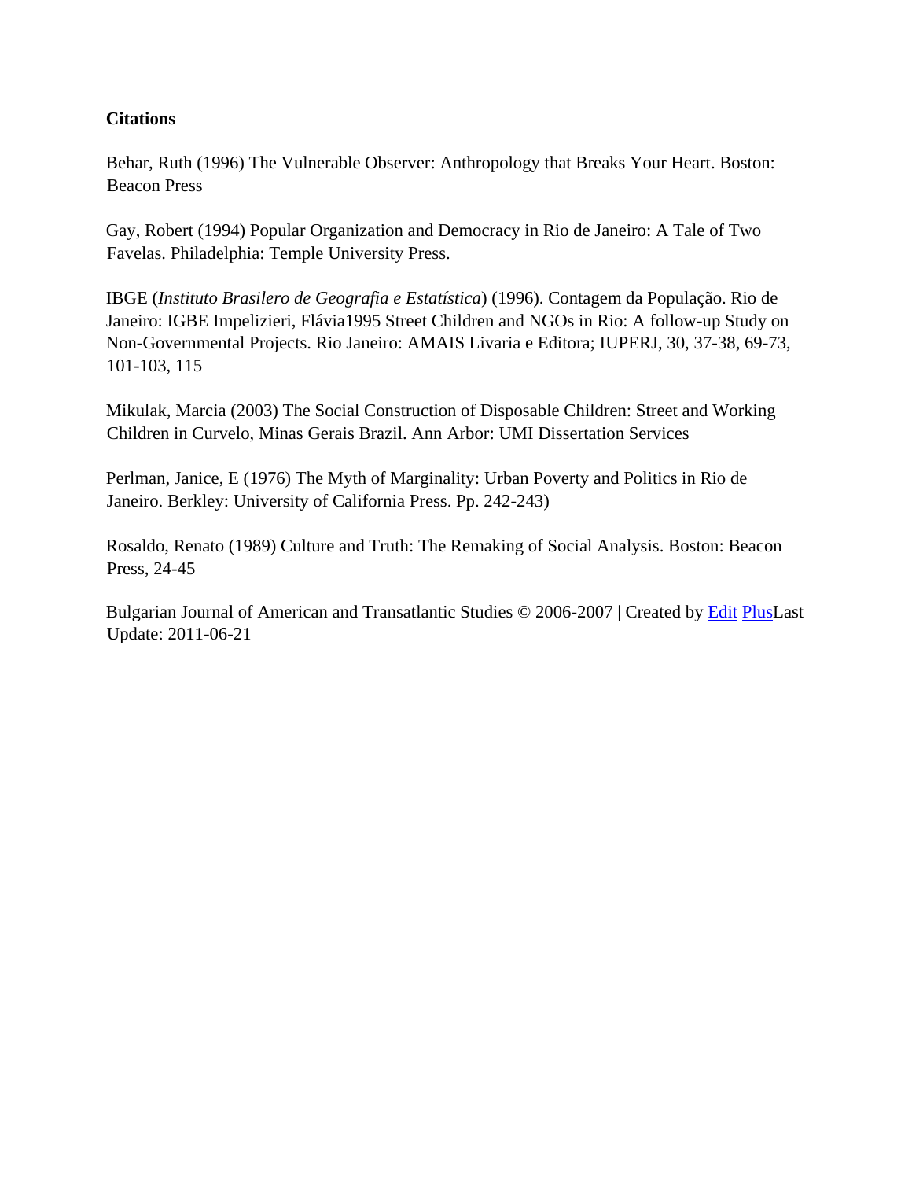**Citations**

Behar, Ruth (1996) The Vulnerable Observer: Anthropology that Breaks Your Heart. Boston: Beacon Press

Gay, Robert (1994) Popular Organization and Democracy in Rio de Janeiro: A Tale of Two Favelas. Philadelphia: Temple University Press.

IBGE (*Instituto Brasilero de Geografia e Estatística*) (1996). Contagem da População. Rio de Janeiro: IGBE Impelizieri, Flávia1995 Street Children and NGOs in Rio: A follow-up Study on Non-Governmental Projects. Rio Janeiro: AMAIS Livaria e Editora; IUPERJ, 30, 37-38, 69-73, 101-103, 115

Mikulak, Marcia (2003) The Social Construction of Disposable Children: Street and Working Children in Curvelo, Minas Gerais Brazil. Ann Arbor: UMI Dissertation Services

Perlman, Janice, E (1976) The Myth of Marginality: Urban Poverty and Politics in Rio de Janeiro. Berkley: University of California Press. Pp. 242-243)

Rosaldo, Renato (1989) Culture and Truth: The Remaking of Social Analysis. Boston: Beacon Press, 24-45

Bulgarian Journal of American and Transatlantic Studies © 2006-2007 | Created by Edit PlusLast Update: 2011-06-21